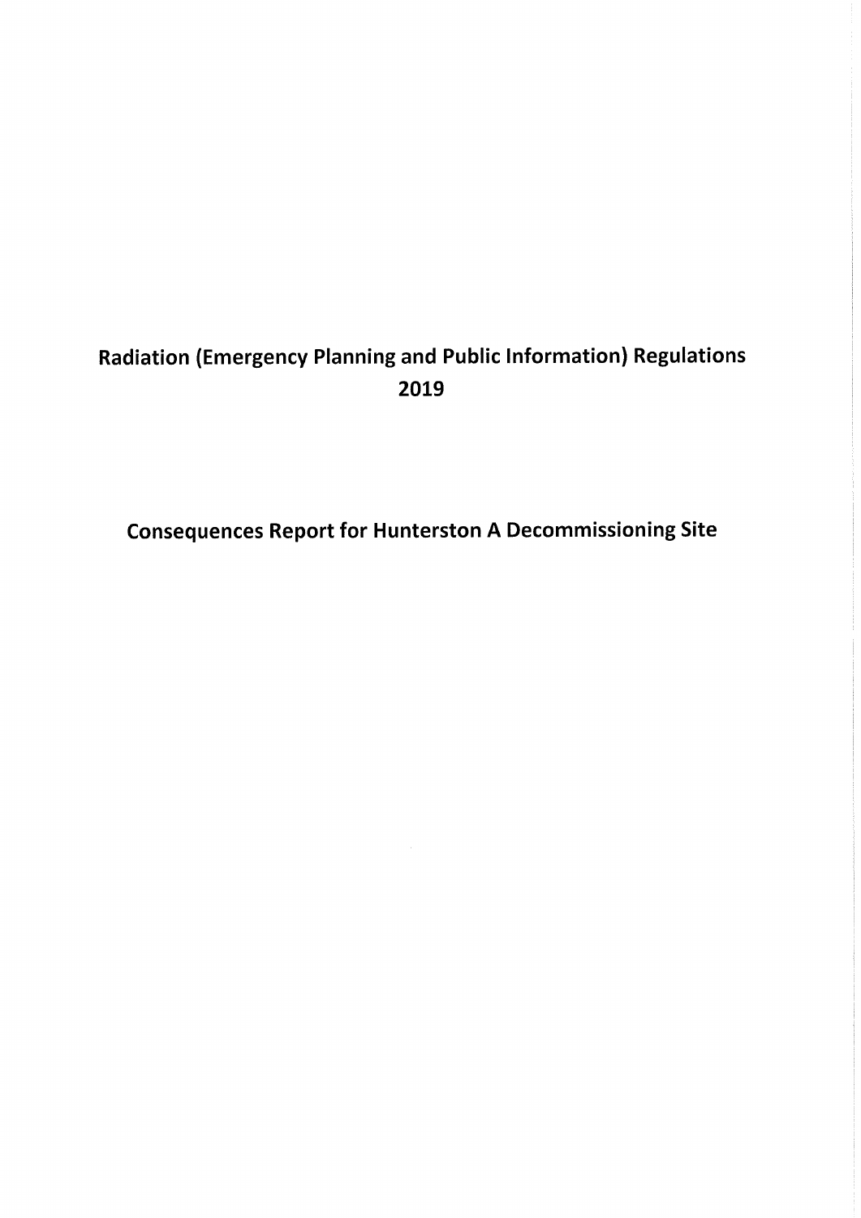# Radiation (Emergency Planning and Public Information) Regulations 2019

## Consequences Report for Hunterston A Decommissioning Site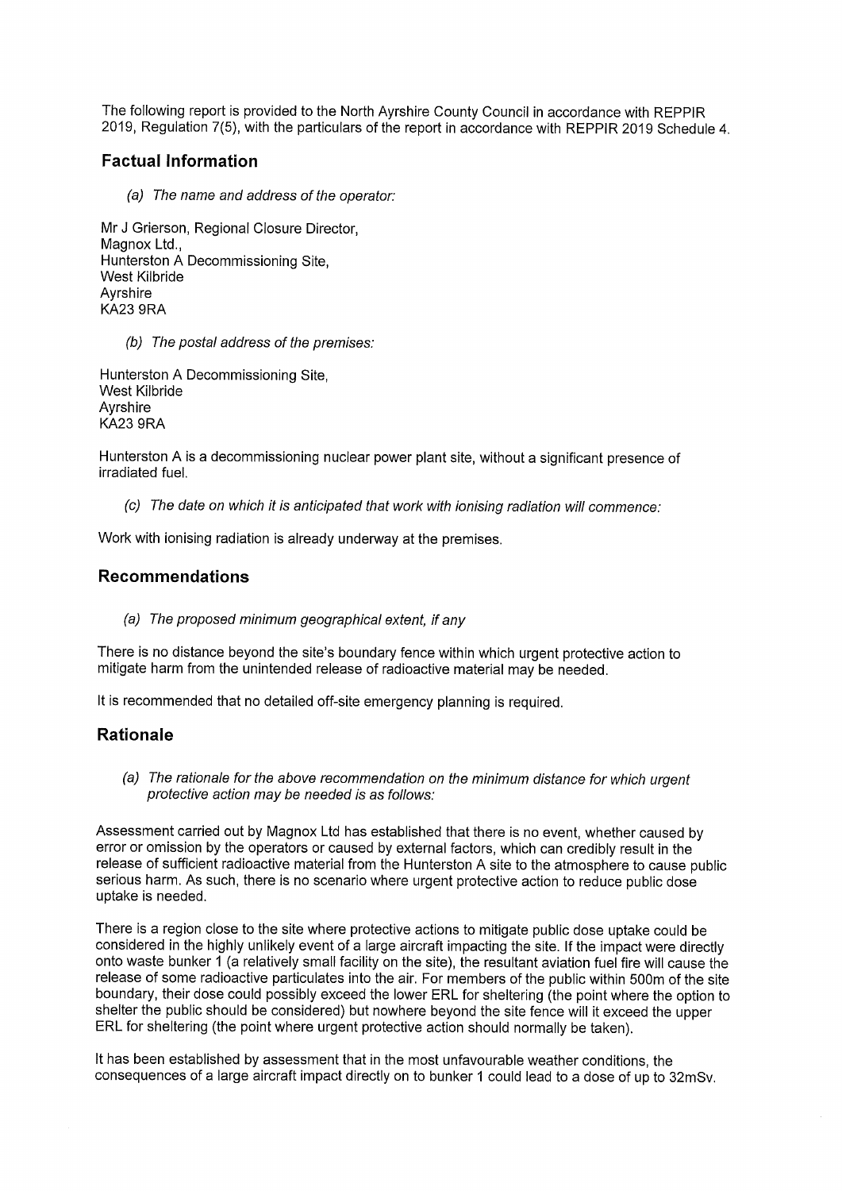The following report is provided to the North Ayrshire County Council in accordance with REPPIR 2019, Regulation 7(5), with the particulars of the report in accordance with REPPIR 2019 Schedule 4.

## Factual Information

*(a) The name and address of the operator:*

Mr J Grierson, Regional Closure Director,
Magnox Ltd.,
Hunterston A Decommissioning Site,
West Kilbride
Ayrshire
KA23 9RA

*(b) The postal address of the premises:*

Hunterston A Decommissioning Site,
West Kilbride
Ayrshire
KA23 9RA

Hunterston A is a decommissioning nuclear power plant site, without a significant presence of irradiated fuel.

*(c) The date on which it is anticipated that work with ionising radiation will commence:*

Work with ionising radiation is already underway at the premises.

## Recommendations

*(a) The proposed minimum geographical extent, if any*

There is no distance beyond the site's boundary fence within which urgent protective action to mitigate harm from the unintended release of radioactive material may be needed.

It is recommended that no detailed off-site emergency planning is required.

## Rationale

*(a) The rationale for the above recommendation on the minimum distance for which urgent protective action may be needed is as follows:*

Assessment carried out by Magnox Ltd has established that there is no event, whether caused by error or omission by the operators or caused by external factors, which can credibly result in the release of sufficient radioactive material from the Hunterston A site to the atmosphere to cause public serious harm. As such, there is no scenario where urgent protective action to reduce public dose uptake is needed.

There is a region close to the site where protective actions to mitigate public dose uptake could be considered in the highly unlikely event of a large aircraft impacting the site. If the impact were directly onto waste bunker 1 (a relatively small facility on the site), the resultant aviation fuel fire will cause the release of some radioactive particulates into the air. For members of the public within 500m of the site boundary, their dose could possibly exceed the lower ERL for sheltering (the point where the option to shelter the public should be considered) but nowhere beyond the site fence will it exceed the upper ERL for sheltering (the point where urgent protective action should normally be taken).

It has been established by assessment that in the most unfavourable weather conditions, the consequences of a large aircraft impact directly on to bunker 1 could lead to a dose of up to 32mSv.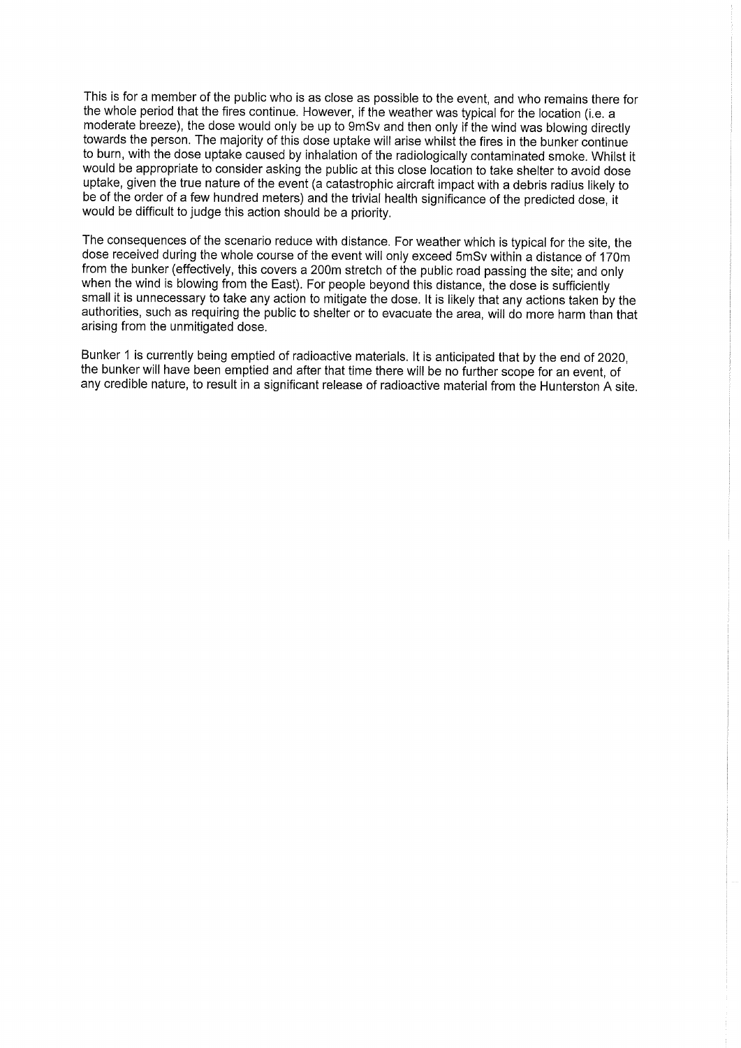This is for a member of the public who is as close as possible to the event, and who remains there for the whole period that the fires continue. However, if the weather was typical for the location (i.e. a moderate breeze), the dose would only be up to 9mSv and then only if the wind was blowing directly towards the person. The majority of this dose uptake will arise whilst the fires in the bunker continue to burn, with the dose uptake caused by inhalation of the radiologically contaminated smoke. Whilst it would be appropriate to consider asking the public at this close location to take shelter to avoid dose uptake, given the true nature of the event (a catastrophic aircraft impact with a debris radius likely to be of the order of a few hundred meters) and the trivial health significance of the predicted dose, it would be difficult to judge this action should be a priority.

The consequences of the scenario reduce with distance. For weather which is typical for the site, the dose received during the whole course of the event will only exceed 5mSv within a distance of 170m from the bunker (effectively, this covers a 200m stretch of the public road passing the site; and only when the wind is blowing from the East). For people beyond this distance, the dose is sufficiently small it is unnecessary to take any action to mitigate the dose. It is likely that any actions taken by the authorities, such as requiring the public to shelter or to evacuate the area, will do more harm than that arising from the unmitigated dose.

Bunker 1 is currently being emptied of radioactive materials. It is anticipated that by the end of 2020, the bunker will have been emptied and after that time there will be no further scope for an event, of any credible nature, to result in a significant release of radioactive material from the Hunterston A site.